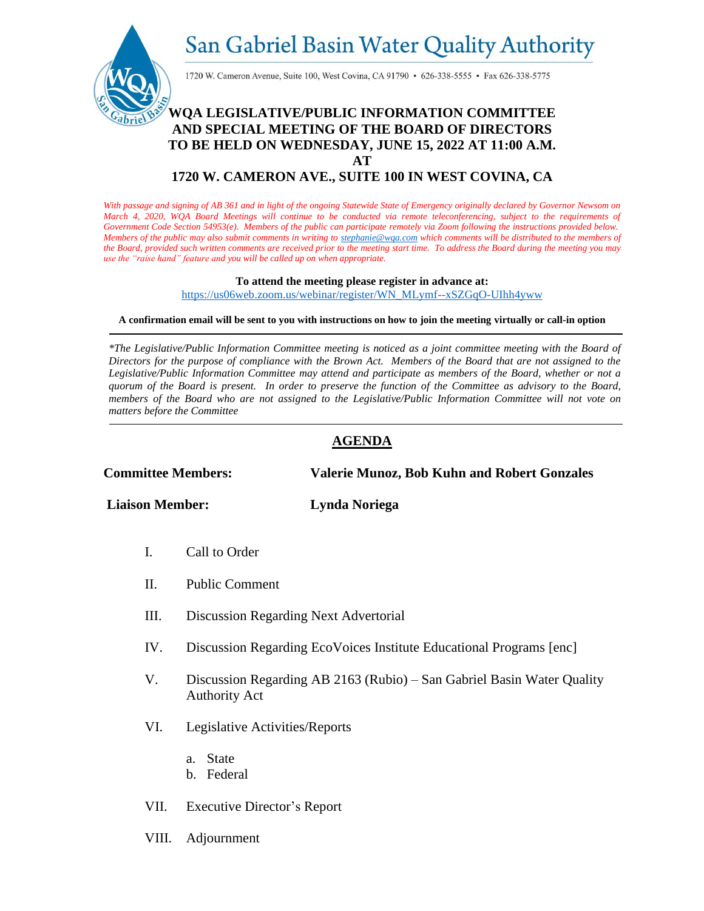# San Gabriel Basin Water Quality Authority

1720 W. Cameron Avenue, Suite 100, West Covina, CA 91790 • 626-338-5555 • Fax 626-338-5775

## WQA LEGISLATIVE/PUBLIC INFORMATION COMMITTEE AND SPECIAL MEETING OF THE BOARD OF DIRECTORS TO BE HELD ON WEDNESDAY, JUNE 15, 2022 AT 11:00 A.M. AT 1720 W. CAMERON AVE., SUITE 100 IN WEST COVINA, CA

*With passage and signing of AB 361 and in light of the ongoing Statewide State of Emergency originally declared by Governor Newsom on March 4, 2020, WQA Board Meetings will continue to be conducted via remote teleconferencing, subject to the requirements of Government Code Section 54953(e). Members of the public can participate remotely via Zoom following the instructions provided below. Members of the public may also submit comments in writing to stephanie@wqa.com which comments will be distributed to the members of the Board, provided such written comments are received prior to the meeting start time. To address the Board during the meeting you may use the "raise hand" feature and you will be called up on when appropriate.*

**To attend the meeting please register in advance at:**
https://us06web.zoom.us/webinar/register/WN_MLymf--xSZGqO-UIhh4yww

**A confirmation email will be sent to you with instructions on how to join the meeting virtually or call-in option**

---

*\*The Legislative/Public Information Committee meeting is noticed as a joint committee meeting with the Board of Directors for the purpose of compliance with the Brown Act. Members of the Board that are not assigned to the Legislative/Public Information Committee may attend and participate as members of the Board, whether or not a quorum of the Board is present. In order to preserve the function of the Committee as advisory to the Board, members of the Board who are not assigned to the Legislative/Public Information Committee will not vote on matters before the Committee*

---

## AGENDA

**Committee Members:** **Valerie Munoz, Bob Kuhn and Robert Gonzales**

**Liaison Member:** **Lynda Noriega**

I. Call to Order

II. Public Comment

III. Discussion Regarding Next Advertorial

IV. Discussion Regarding EcoVoices Institute Educational Programs [enc]

V. Discussion Regarding AB 2163 (Rubio) – San Gabriel Basin Water Quality Authority Act

VI. Legislative Activities/Reports

   a. State
   b. Federal

VII. Executive Director's Report

VIII. Adjournment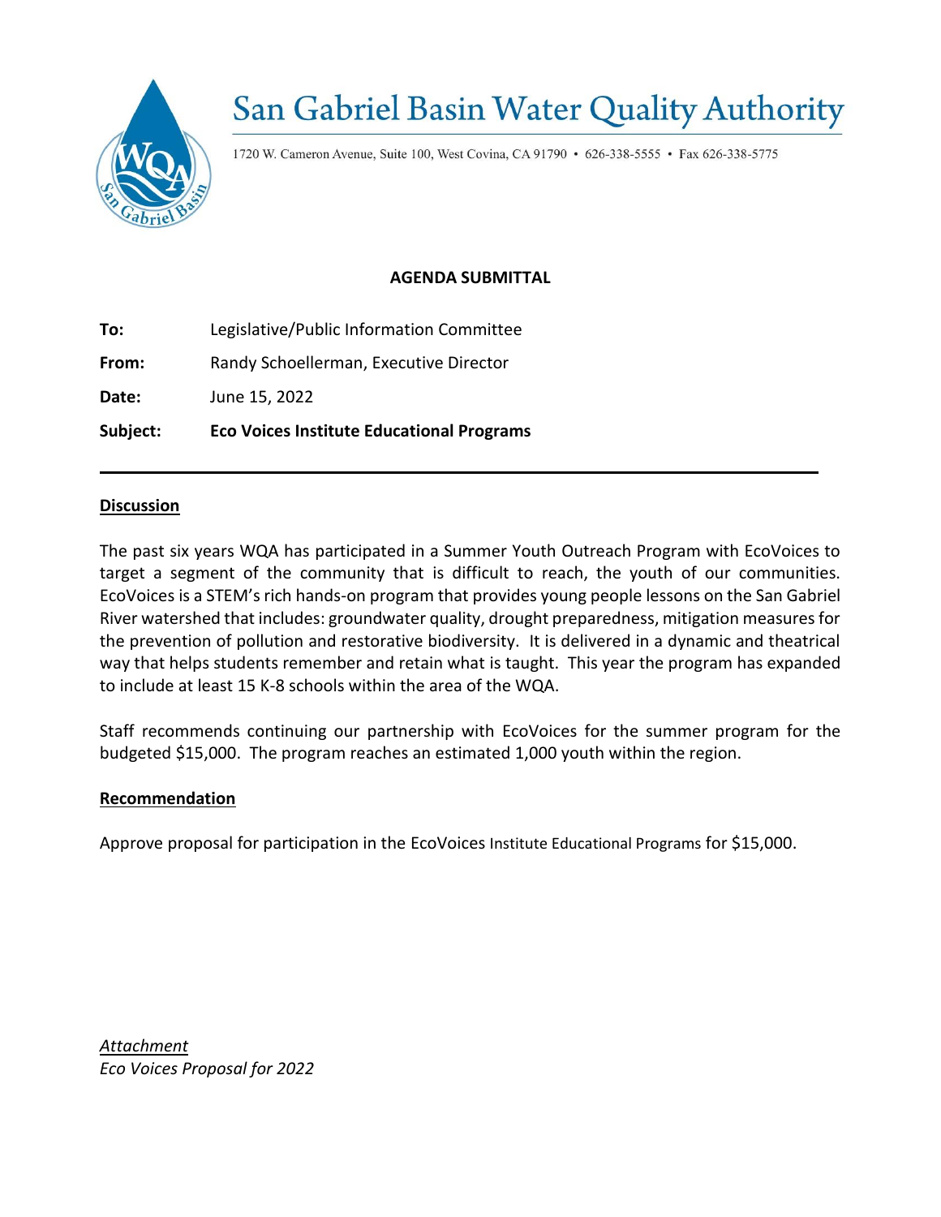# San Gabriel Basin Water Quality Authority

1720 W. Cameron Avenue, Suite 100, West Covina, CA 91790 • 626-338-5555 • Fax 626-338-5775

## AGENDA SUBMITTAL

**To:** Legislative/Public Information Committee

**From:** Randy Schoellerman, Executive Director

**Date:** June 15, 2022

**Subject:** **Eco Voices Institute Educational Programs**

---

### Discussion

The past six years WQA has participated in a Summer Youth Outreach Program with EcoVoices to target a segment of the community that is difficult to reach, the youth of our communities. EcoVoices is a STEM's rich hands-on program that provides young people lessons on the San Gabriel River watershed that includes: groundwater quality, drought preparedness, mitigation measures for the prevention of pollution and restorative biodiversity. It is delivered in a dynamic and theatrical way that helps students remember and retain what is taught. This year the program has expanded to include at least 15 K-8 schools within the area of the WQA.

Staff recommends continuing our partnership with EcoVoices for the summer program for the budgeted $15,000. The program reaches an estimated 1,000 youth within the region.

### Recommendation

Approve proposal for participation in the EcoVoices Institute Educational Programs for $15,000.

*Attachment*
*Eco Voices Proposal for 2022*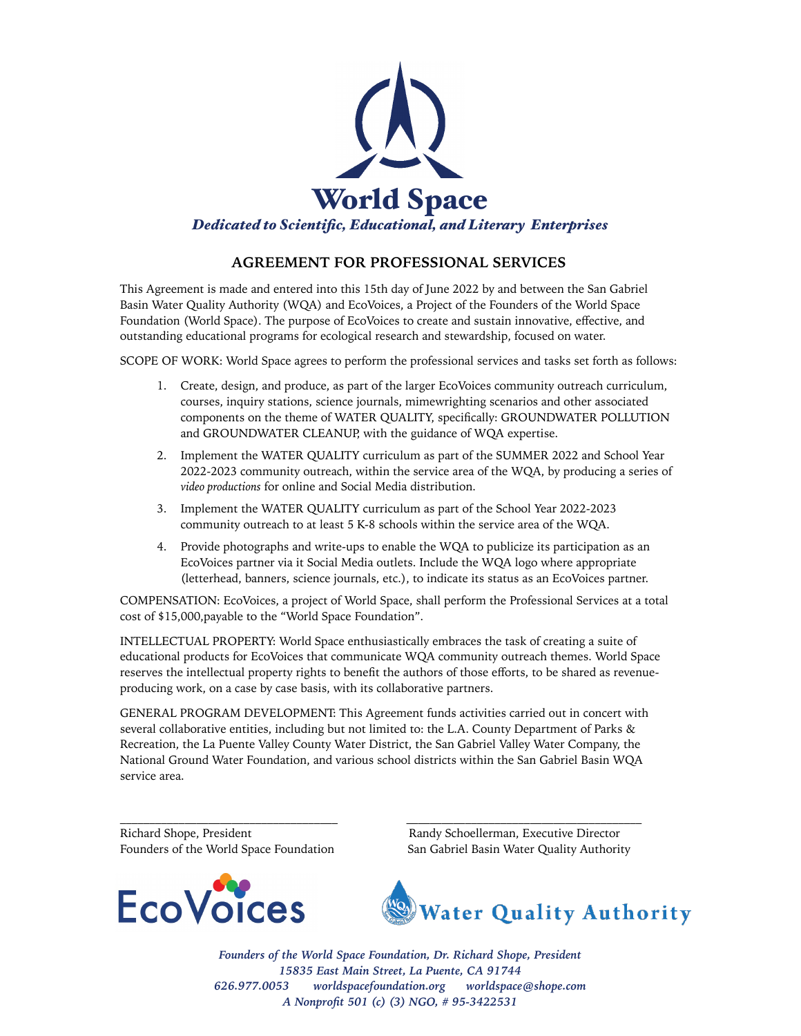# World Space

*Dedicated to Scientific, Educational, and Literary Enterprises*

## AGREEMENT FOR PROFESSIONAL SERVICES

This Agreement is made and entered into this 15th day of June 2022 by and between the San Gabriel Basin Water Quality Authority (WQA) and EcoVoices, a Project of the Founders of the World Space Foundation (World Space). The purpose of EcoVoices to create and sustain innovative, effective, and outstanding educational programs for ecological research and stewardship, focused on water.

SCOPE OF WORK: World Space agrees to perform the professional services and tasks set forth as follows:

1. Create, design, and produce, as part of the larger EcoVoices community outreach curriculum, courses, inquiry stations, science journals, mimewrighting scenarios and other associated components on the theme of WATER QUALITY, specifically: GROUNDWATER POLLUTION and GROUNDWATER CLEANUP, with the guidance of WQA expertise.
2. Implement the WATER QUALITY curriculum as part of the SUMMER 2022 and School Year 2022-2023 community outreach, within the service area of the WQA, by producing a series of *video productions* for online and Social Media distribution.
3. Implement the WATER QUALITY curriculum as part of the School Year 2022-2023 community outreach to at least 5 K-8 schools within the service area of the WQA.
4. Provide photographs and write-ups to enable the WQA to publicize its participation as an EcoVoices partner via it Social Media outlets. Include the WQA logo where appropriate (letterhead, banners, science journals, etc.), to indicate its status as an EcoVoices partner.

COMPENSATION: EcoVoices, a project of World Space, shall perform the Professional Services at a total cost of $15,000,payable to the "World Space Foundation".

INTELLECTUAL PROPERTY: World Space enthusiastically embraces the task of creating a suite of educational products for EcoVoices that communicate WQA community outreach themes. World Space reserves the intellectual property rights to benefit the authors of those efforts, to be shared as revenue-producing work, on a case by case basis, with its collaborative partners.

GENERAL PROGRAM DEVELOPMENT: This Agreement funds activities carried out in concert with several collaborative entities, including but not limited to: the L.A. County Department of Parks & Recreation, the La Puente Valley County Water District, the San Gabriel Valley Water Company, the National Ground Water Foundation, and various school districts within the San Gabriel Basin WQA service area.

_______________________________
Richard Shope, President
Founders of the World Space Foundation

_______________________________
Randy Schoellerman, Executive Director
San Gabriel Basin Water Quality Authority

EcoVoices

Water Quality Authority

*Founders of the World Space Foundation, Dr. Richard Shope, President*
*15835 East Main Street, La Puente, CA 91744*
*626.977.0053 worldspacefoundation.org worldspace@shope.com*
*A Nonprofit 501 (c) (3) NGO, # 95-3422531*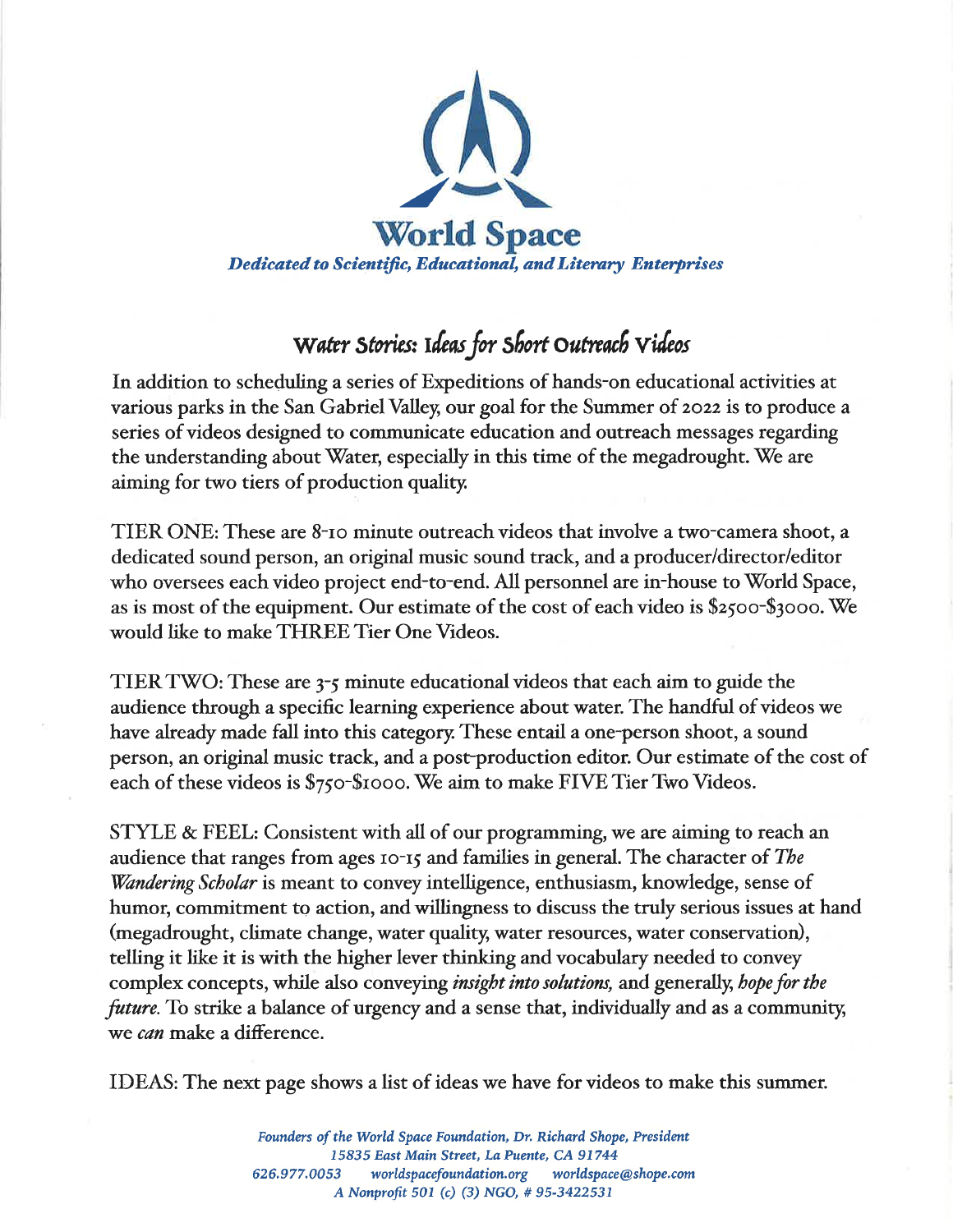# World Space

*Dedicated to Scientific, Educational, and Literary Enterprises*

## Water Stories: Ideas for Short Outreach Videos

In addition to scheduling a series of Expeditions of hands-on educational activities at various parks in the San Gabriel Valley, our goal for the Summer of 2022 is to produce a series of videos designed to communicate education and outreach messages regarding the understanding about Water, especially in this time of the megadrought. We are aiming for two tiers of production quality.

TIER ONE: These are 8-10 minute outreach videos that involve a two-camera shoot, a dedicated sound person, an original music sound track, and a producer/director/editor who oversees each video project end-to-end. All personnel are in-house to World Space, as is most of the equipment. Our estimate of the cost of each video is $2500-$3000. We would like to make THREE Tier One Videos.

TIER TWO: These are 3-5 minute educational videos that each aim to guide the audience through a specific learning experience about water. The handful of videos we have already made fall into this category. These entail a one-person shoot, a sound person, an original music track, and a post-production editor. Our estimate of the cost of each of these videos is $750-$1000. We aim to make FIVE Tier Two Videos.

STYLE & FEEL: Consistent with all of our programming, we are aiming to reach an audience that ranges from ages 10-15 and families in general. The character of *The Wandering Scholar* is meant to convey intelligence, enthusiasm, knowledge, sense of humor, commitment to action, and willingness to discuss the truly serious issues at hand (megadrought, climate change, water quality, water resources, water conservation), telling it like it is with the higher lever thinking and vocabulary needed to convey complex concepts, while also conveying *insight into solutions,* and generally, *hope for the future.* To strike a balance of urgency and a sense that, individually and as a community, we *can* make a difference.

IDEAS: The next page shows a list of ideas we have for videos to make this summer.

*Founders of the World Space Foundation, Dr. Richard Shope, President*
*15835 East Main Street, La Puente, CA 91744*
*626.977.0053 worldspacefoundation.org worldspace@shope.com*
*A Nonprofit 501 (c) (3) NGO, # 95-3422531*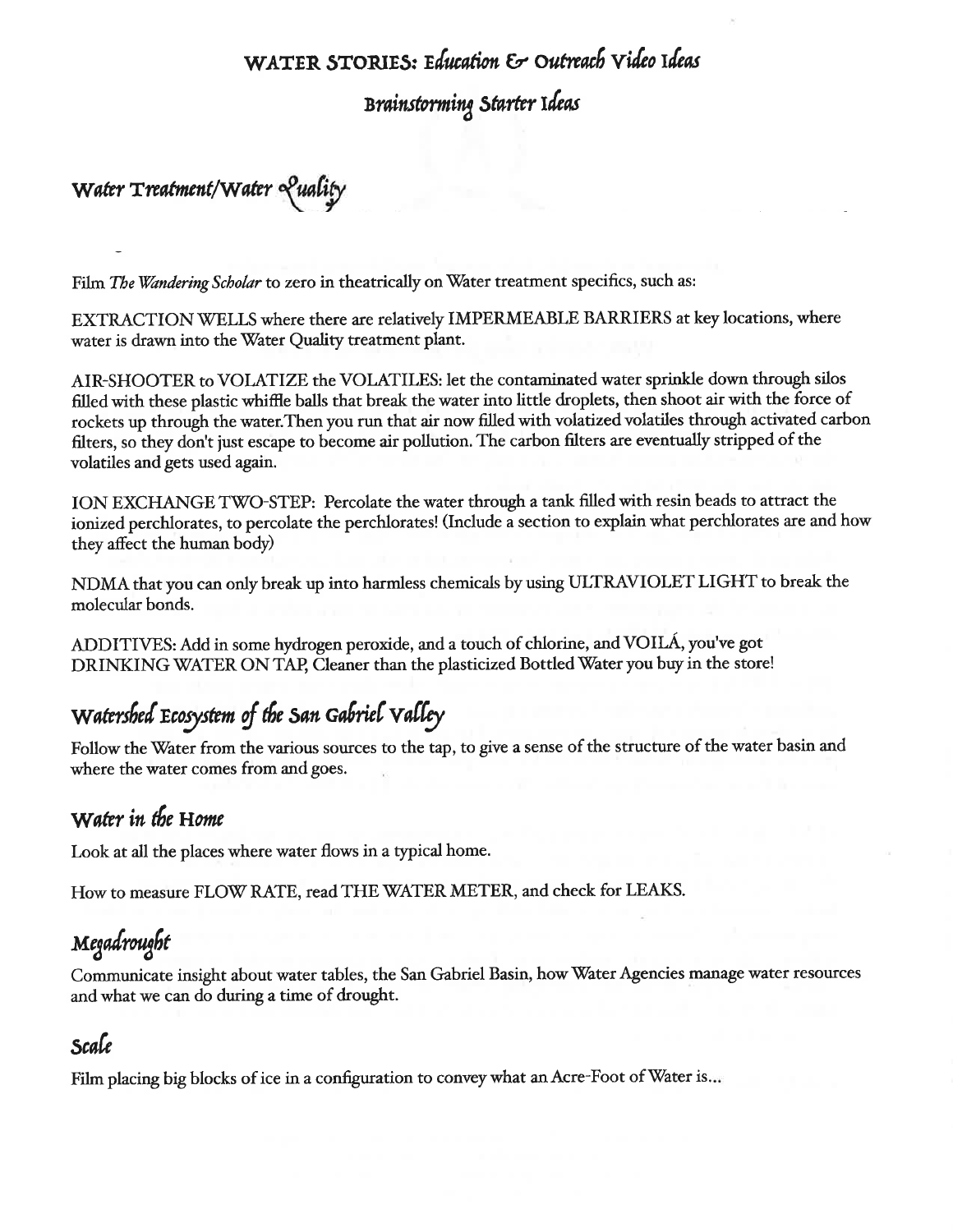# WATER STORIES: Education & Outreach Video Ideas

## Brainstorming Starter Ideas

## Water Treatment/Water Quality

-

Film *The Wandering Scholar* to zero in theatrically on Water treatment specifics, such as:

EXTRACTION WELLS where there are relatively IMPERMEABLE BARRIERS at key locations, where water is drawn into the Water Quality treatment plant.

AIR-SHOOTER to VOLATIZE the VOLATILES: let the contaminated water sprinkle down through silos filled with these plastic whiffle balls that break the water into little droplets, then shoot air with the force of rockets up through the water.Then you run that air now filled with volatized volatiles through activated carbon filters, so they don't just escape to become air pollution. The carbon filters are eventually stripped of the volatiles and gets used again.

ION EXCHANGE TWO-STEP: Percolate the water through a tank filled with resin beads to attract the ionized perchlorates, to percolate the perchlorates! (Include a section to explain what perchlorates are and how they affect the human body)

NDMA that you can only break up into harmless chemicals by using ULTRAVIOLET LIGHT to break the molecular bonds.

ADDITIVES: Add in some hydrogen peroxide, and a touch of chlorine, and VOILÁ, you've got DRINKING WATER ON TAP, Cleaner than the plasticized Bottled Water you buy in the store!

## Watershed Ecosystem of the San Gabriel Valley

Follow the Water from the various sources to the tap, to give a sense of the structure of the water basin and where the water comes from and goes.

## Water in the Home

Look at all the places where water flows in a typical home.

How to measure FLOW RATE, read THE WATER METER, and check for LEAKS.

## Megadrought

Communicate insight about water tables, the San Gabriel Basin, how Water Agencies manage water resources and what we can do during a time of drought.

## Scale

Film placing big blocks of ice in a configuration to convey what an Acre-Foot of Water is...